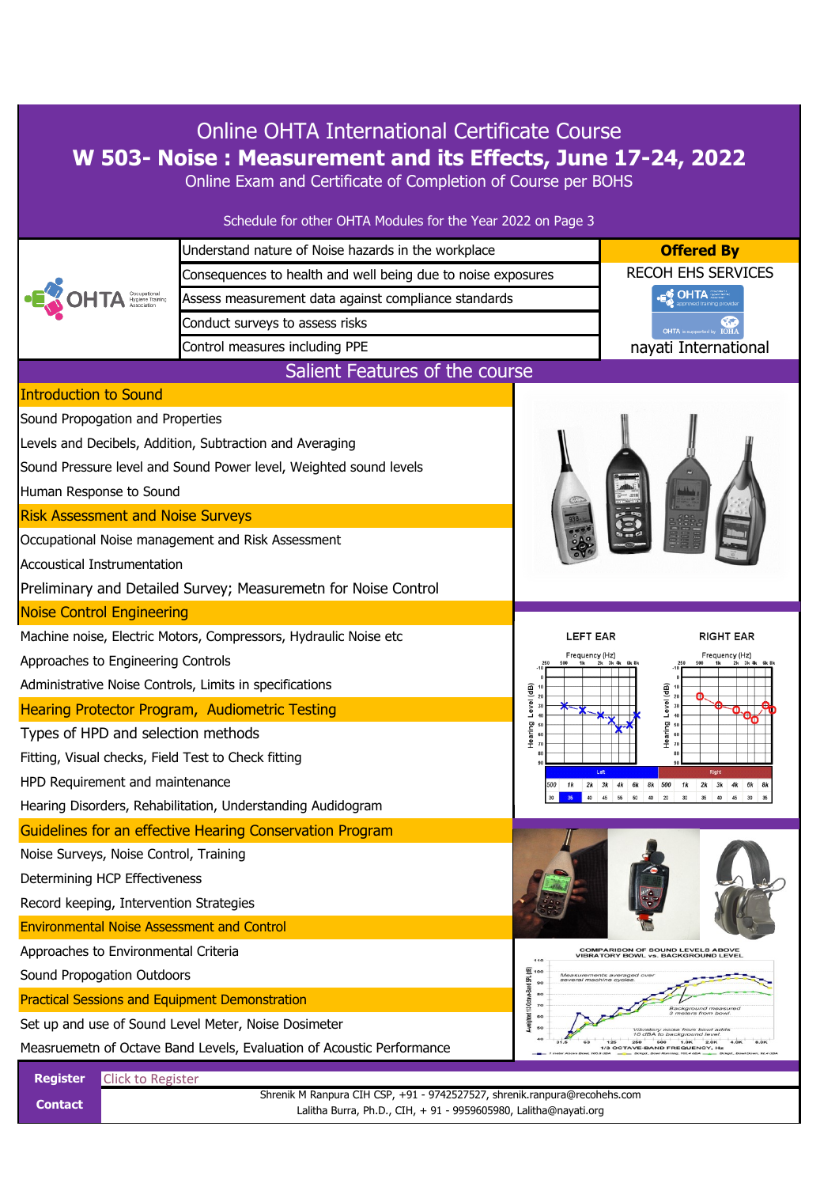# Online OHTA International Certificate Course

## W 503- Noise : Measurement and its Effects, June 17-24, 2022

Online Exam and Certificate of Completion of Course per BOHS

Schedule for other OHTA Modules for the Year 2022 on Page 3

| OHTA Occupational Hygiene Training Association | Course Objectives | **Offered By** |
|---|---|---|
| | Understand nature of Noise hazards in the workplace | RECOH EHS SERVICES |
| | Consequences to health and well being due to noise exposures | OHTA approved training provider |
| | Assess measurement data against compliance standards | OHTA is supported by IOHA |
| | Conduct surveys to assess risks | nayati International |
| | Control measures including PPE | |

## Salient Features of the course

**Introduction to Sound**

- Sound Propogation and Properties
- Levels and Decibels, Addition, Subtraction and Averaging
- Sound Pressure level and Sound Power level, Weighted sound levels
- Human Response to Sound

**Risk Assessment and Noise Surveys**

- Occupational Noise management and Risk Assessment
- Accoustical Instrumentation
- Preliminary and Detailed Survey; Measuremetn for Noise Control

**Noise Control Engineering**

- Machine noise, Electric Motors, Compressors, Hydraulic Noise etc
- Approaches to Engineering Controls
- Administrative Noise Controls, Limits in specifications

**Hearing Protector Program, Audiometric Testing**

- Types of HPD and selection methods
- Fitting, Visual checks, Field Test to Check fitting
- HPD Requirement and maintenance
- Hearing Disorders, Rehabilitation, Understanding Audidogram

**Guidelines for an effective Hearing Conservation Program**

- Noise Surveys, Noise Control, Training
- Determining HCP Effectiveness
- Record keeping, Intervention Strategies

**Environmental Noise Assessment and Control**

- Approaches to Environmental Criteria
- Sound Propogation Outdoors

**Practical Sessions and Equipment Demonstration**

- Set up and use of Sound Level Meter, Noise Dosimeter
- Measruemetn of Octave Band Levels, Evaluation of Acoustic Performance

| | |
|---|---|
| **Register** | Click to Register |
| **Contact** | Shrenik M Ranpura CIH CSP, +91 - 9742527527, shrenik.ranpura@recohehs.com<br>Lalitha Burra, Ph.D., CIH, + 91 - 9959605980, Lalitha@nayati.org |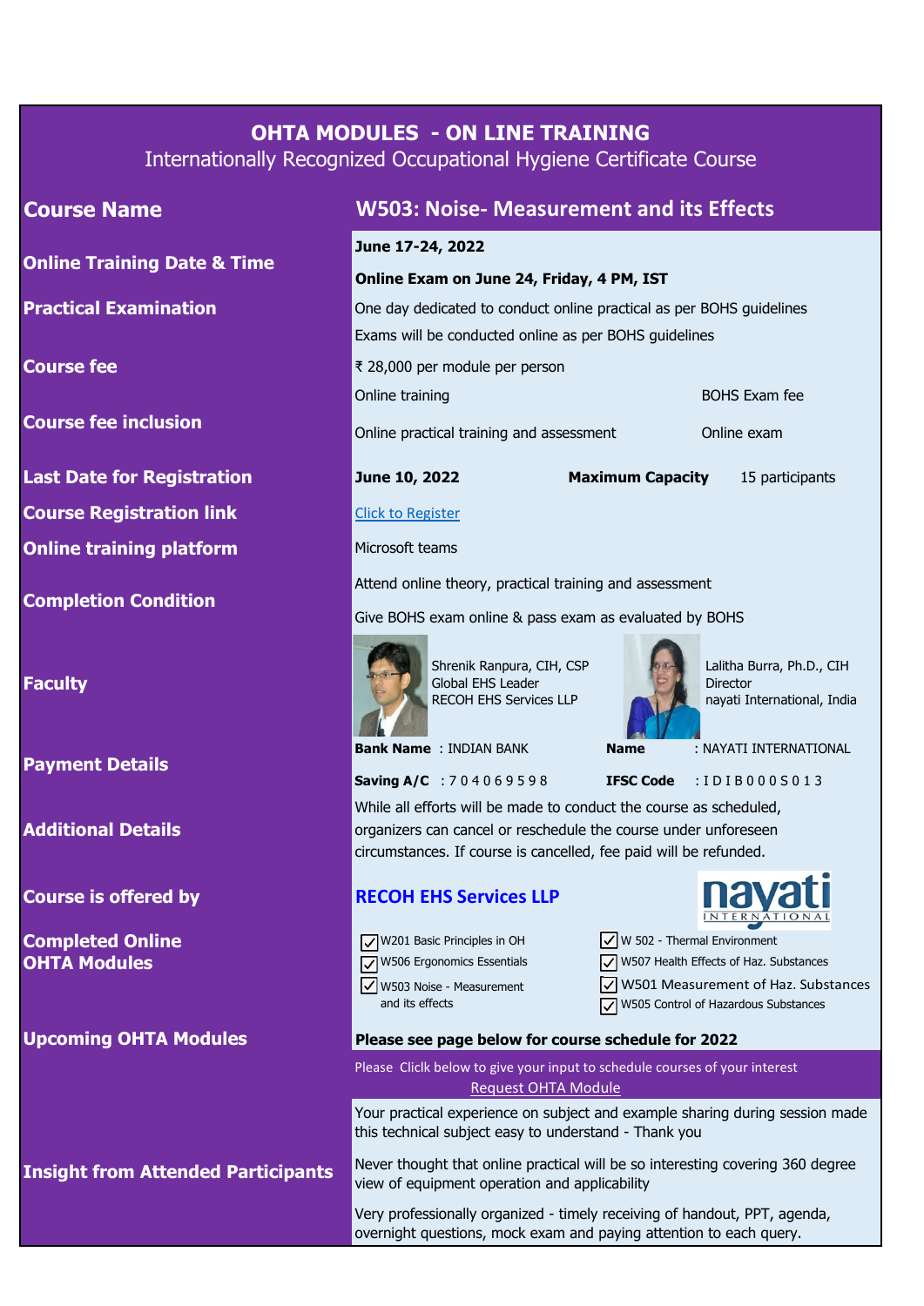# OHTA MODULES - ON LINE TRAINING

Internationally Recognized Occupational Hygiene Certificate Course

| Course Name | W503: Noise- Measurement and its Effects |
|---|---|
| Online Training Date & Time | June 17-24, 2022<br>**Online Exam on June 24, Friday, 4 PM, IST** |
| Practical Examination | One day dedicated to conduct online practical as per BOHS guidelines<br>Exams will be conducted online as per BOHS guidelines |
| Course fee | ₹ 28,000 per module per person |
| Course fee inclusion | Online training; BOHS Exam fee; Online practical training and assessment; Online exam |
| Last Date for Registration | **June 10, 2022** — **Maximum Capacity** 15 participants |
| Course Registration link | Click to Register |
| Online training platform | Microsoft teams |
| Completion Condition | Attend online theory, practical training and assessment<br>Give BOHS exam online & pass exam as evaluated by BOHS |
| Faculty | Shrenik Ranpura, CIH, CSP, Global EHS Leader, RECOH EHS Services LLP<br>Lalitha Burra, Ph.D., CIH, Director, nayati International, India |
| Payment Details | **Bank Name** : INDIAN BANK; **Name** : NAYATI INTERNATIONAL<br>**Saving A/C** : 7 0 4 0 6 9 5 9 8; **IFSC Code** : I D I B 0 0 0 S 0 1 3 |
| Additional Details | While all efforts will be made to conduct the course as scheduled, organizers can cancel or reschedule the course under unforeseen circumstances. If course is cancelled, fee paid will be refunded. |
| Course is offered by | **RECOH EHS Services LLP** / nayati INTERNATIONAL |
| Completed Online OHTA Modules | ☑ W201 Basic Principles in OH<br>☑ W506 Ergonomics Essentials<br>☑ W503 Noise - Measurement and its effects<br>☑ W 502 - Thermal Environment<br>☑ W507 Health Effects of Haz. Substances<br>☑ W501 Measurement of Haz. Substances<br>☑ W505 Control of Hazardous Substances |
| Upcoming OHTA Modules | **Please see page below for course schedule for 2022**<br>Please Cliclk below to give your input to schedule courses of your interest<br>Request OHTA Module |
| Insight from Attended Participants | Your practical experience on subject and example sharing during session made this technical subject easy to understand - Thank you<br>Never thought that online practical will be so interesting covering 360 degree view of equipment operation and applicability<br>Very professionally organized - timely receiving of handout, PPT, agenda, overnight questions, mock exam and paying attention to each query. |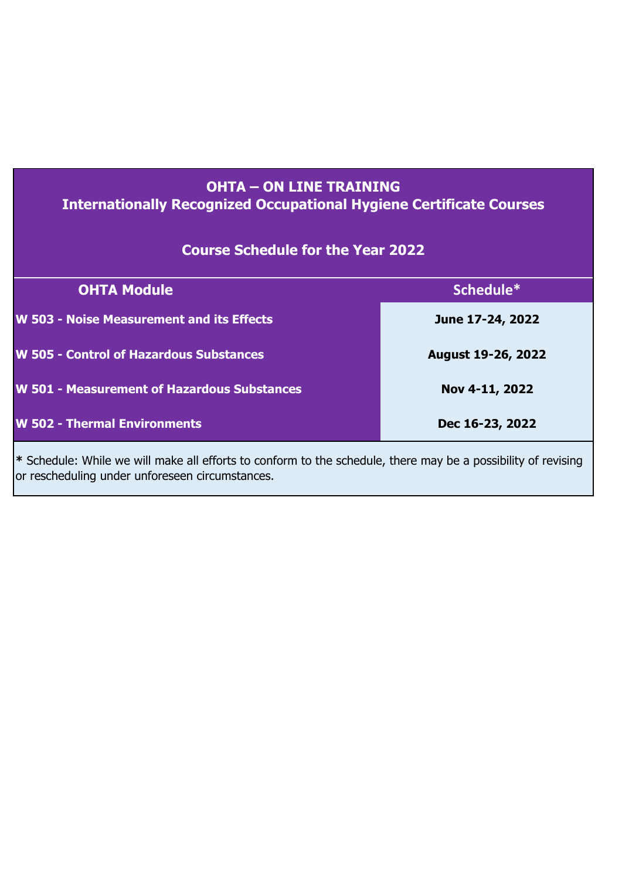**OHTA – ON LINE TRAINING**
**Internationally Recognized Occupational Hygiene Certificate Courses**

**Course Schedule for the Year 2022**

| OHTA Module | Schedule* |
|---|---|
| **W 503 - Noise Measurement and its Effects** | **June 17-24, 2022** |
| **W 505 - Control of Hazardous Substances** | **August 19-26, 2022** |
| **W 501 - Measurement of Hazardous Substances** | **Nov 4-11, 2022** |
| **W 502 - Thermal Environments** | **Dec 16-23, 2022** |

**\*** Schedule: While we will make all efforts to conform to the schedule, there may be a possibility of revising or rescheduling under unforeseen circumstances.